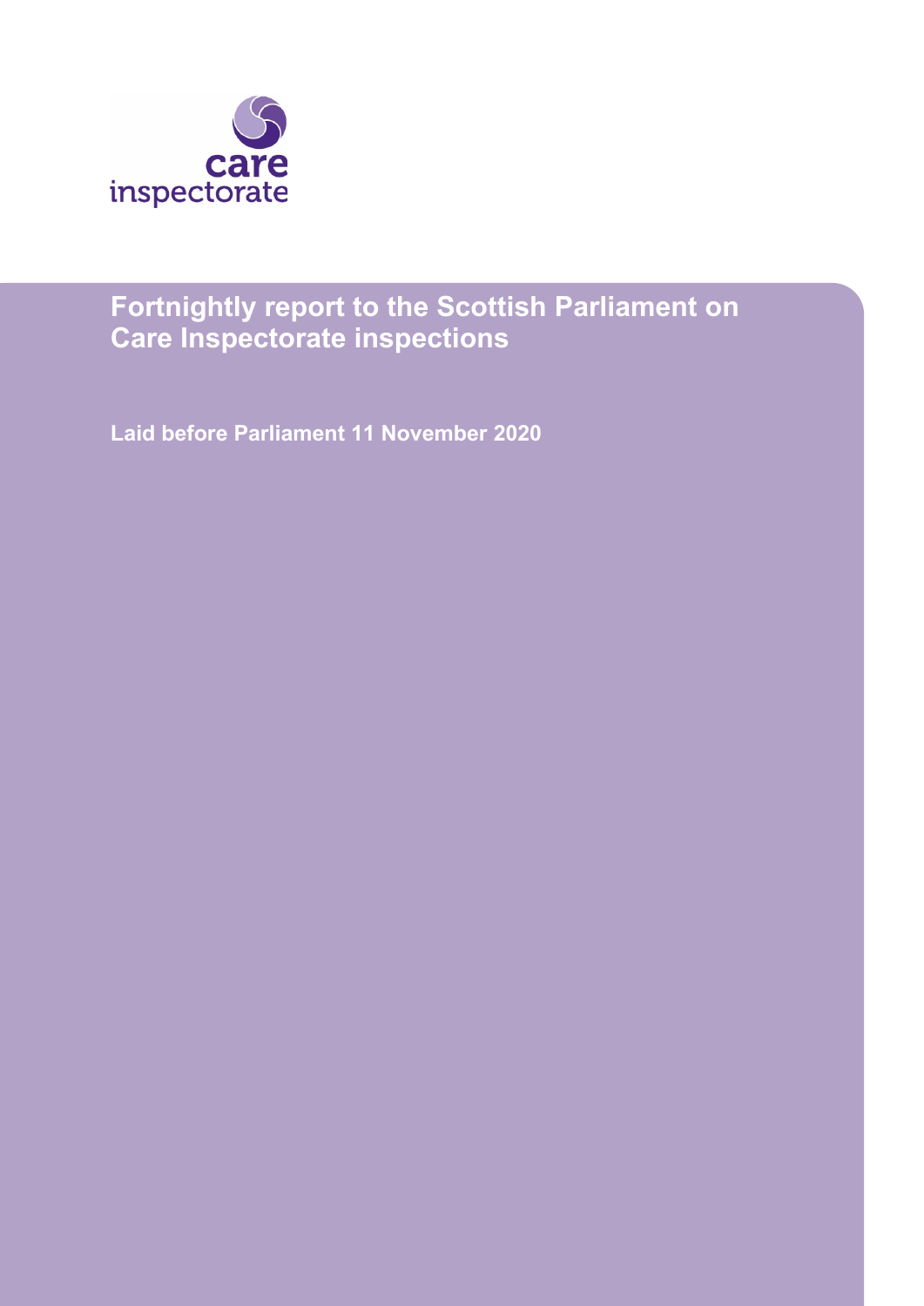care inspectorate

# Fortnightly report to the Scottish Parliament on Care Inspectorate inspections

**Laid before Parliament 11 November 2020**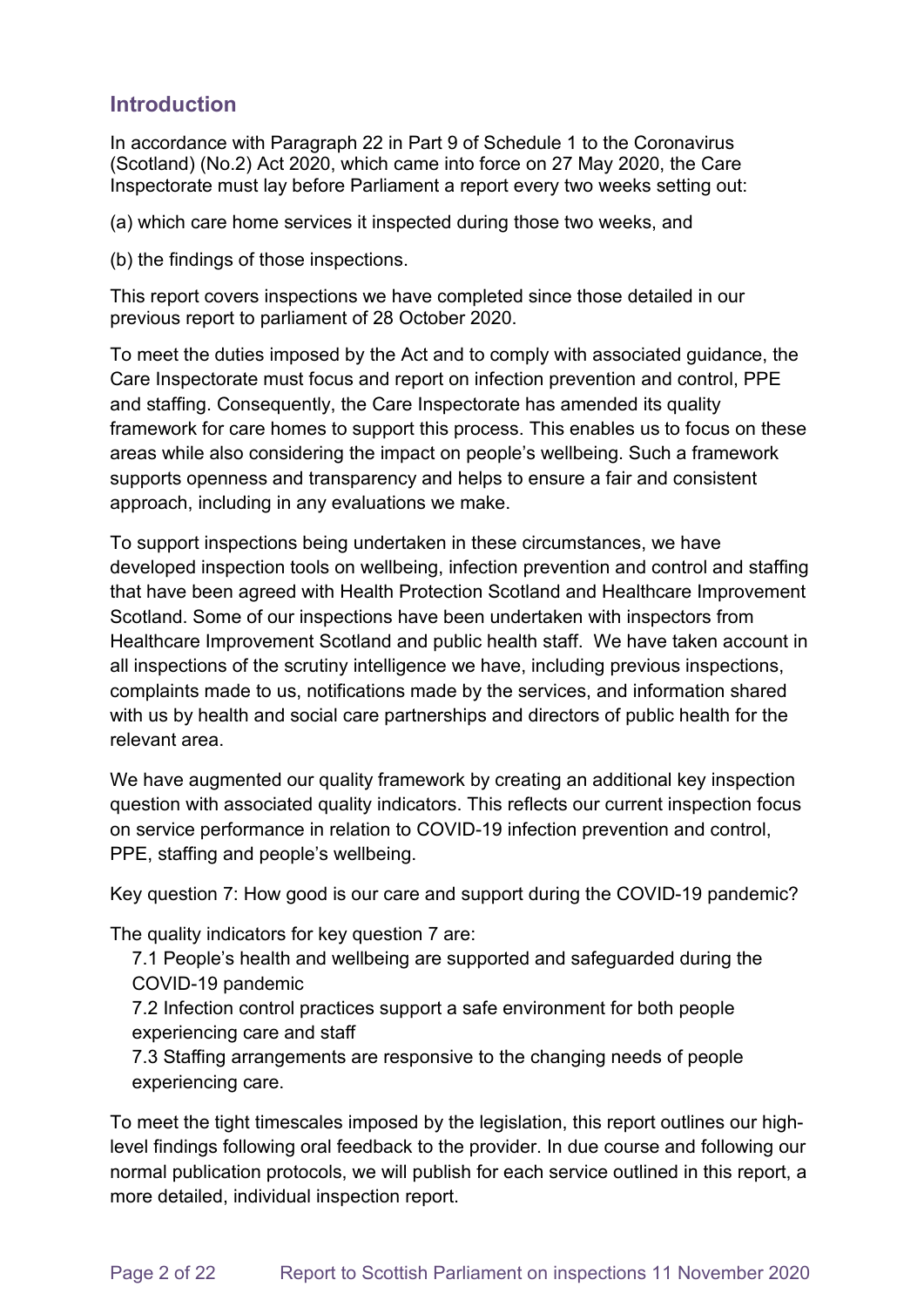## Introduction

In accordance with Paragraph 22 in Part 9 of Schedule 1 to the Coronavirus (Scotland) (No.2) Act 2020, which came into force on 27 May 2020, the Care Inspectorate must lay before Parliament a report every two weeks setting out:

(a) which care home services it inspected during those two weeks, and

(b) the findings of those inspections.

This report covers inspections we have completed since those detailed in our previous report to parliament of 28 October 2020.

To meet the duties imposed by the Act and to comply with associated guidance, the Care Inspectorate must focus and report on infection prevention and control, PPE and staffing. Consequently, the Care Inspectorate has amended its quality framework for care homes to support this process. This enables us to focus on these areas while also considering the impact on people's wellbeing. Such a framework supports openness and transparency and helps to ensure a fair and consistent approach, including in any evaluations we make.

To support inspections being undertaken in these circumstances, we have developed inspection tools on wellbeing, infection prevention and control and staffing that have been agreed with Health Protection Scotland and Healthcare Improvement Scotland. Some of our inspections have been undertaken with inspectors from Healthcare Improvement Scotland and public health staff. We have taken account in all inspections of the scrutiny intelligence we have, including previous inspections, complaints made to us, notifications made by the services, and information shared with us by health and social care partnerships and directors of public health for the relevant area.

We have augmented our quality framework by creating an additional key inspection question with associated quality indicators. This reflects our current inspection focus on service performance in relation to COVID-19 infection prevention and control, PPE, staffing and people's wellbeing.

Key question 7: How good is our care and support during the COVID-19 pandemic?

The quality indicators for key question 7 are:

7.1 People's health and wellbeing are supported and safeguarded during the COVID-19 pandemic

7.2 Infection control practices support a safe environment for both people experiencing care and staff

7.3 Staffing arrangements are responsive to the changing needs of people experiencing care.

To meet the tight timescales imposed by the legislation, this report outlines our high-level findings following oral feedback to the provider. In due course and following our normal publication protocols, we will publish for each service outlined in this report, a more detailed, individual inspection report.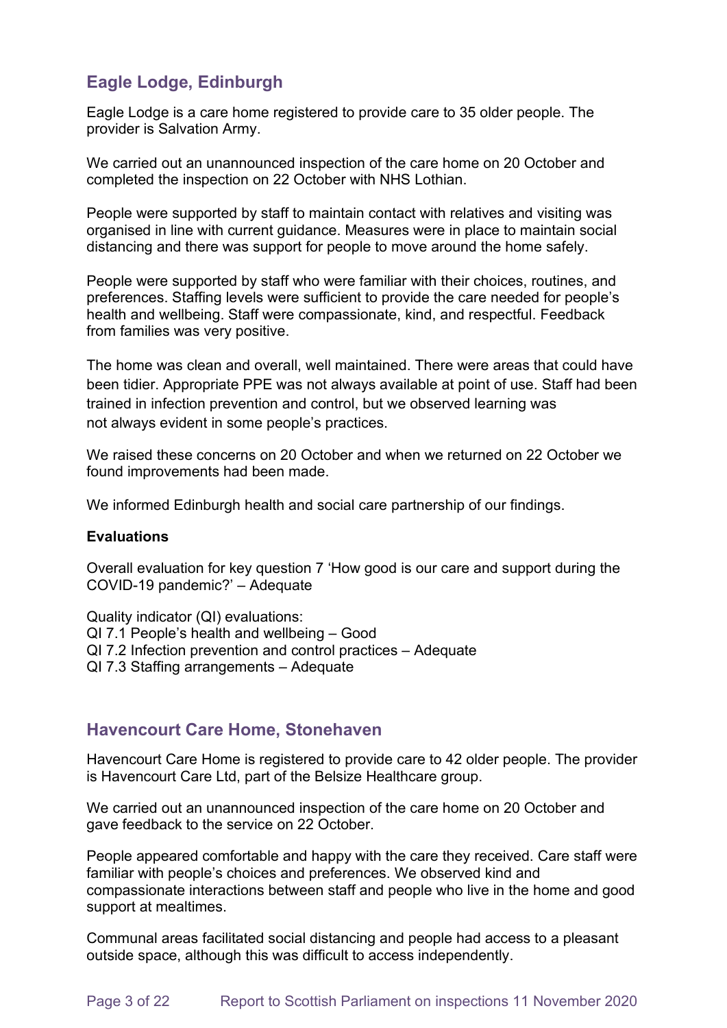## Eagle Lodge, Edinburgh

Eagle Lodge is a care home registered to provide care to 35 older people. The provider is Salvation Army.

We carried out an unannounced inspection of the care home on 20 October and completed the inspection on 22 October with NHS Lothian.

People were supported by staff to maintain contact with relatives and visiting was organised in line with current guidance. Measures were in place to maintain social distancing and there was support for people to move around the home safely.

People were supported by staff who were familiar with their choices, routines, and preferences. Staffing levels were sufficient to provide the care needed for people's health and wellbeing. Staff were compassionate, kind, and respectful. Feedback from families was very positive.

The home was clean and overall, well maintained. There were areas that could have been tidier. Appropriate PPE was not always available at point of use. Staff had been trained in infection prevention and control, but we observed learning was not always evident in some people's practices.

We raised these concerns on 20 October and when we returned on 22 October we found improvements had been made.

We informed Edinburgh health and social care partnership of our findings.

**Evaluations**

Overall evaluation for key question 7 'How good is our care and support during the COVID-19 pandemic?' – Adequate

Quality indicator (QI) evaluations:
QI 7.1 People's health and wellbeing – Good
QI 7.2 Infection prevention and control practices – Adequate
QI 7.3 Staffing arrangements – Adequate

## Havencourt Care Home, Stonehaven

Havencourt Care Home is registered to provide care to 42 older people. The provider is Havencourt Care Ltd, part of the Belsize Healthcare group.

We carried out an unannounced inspection of the care home on 20 October and gave feedback to the service on 22 October.

People appeared comfortable and happy with the care they received. Care staff were familiar with people's choices and preferences. We observed kind and compassionate interactions between staff and people who live in the home and good support at mealtimes.

Communal areas facilitated social distancing and people had access to a pleasant outside space, although this was difficult to access independently.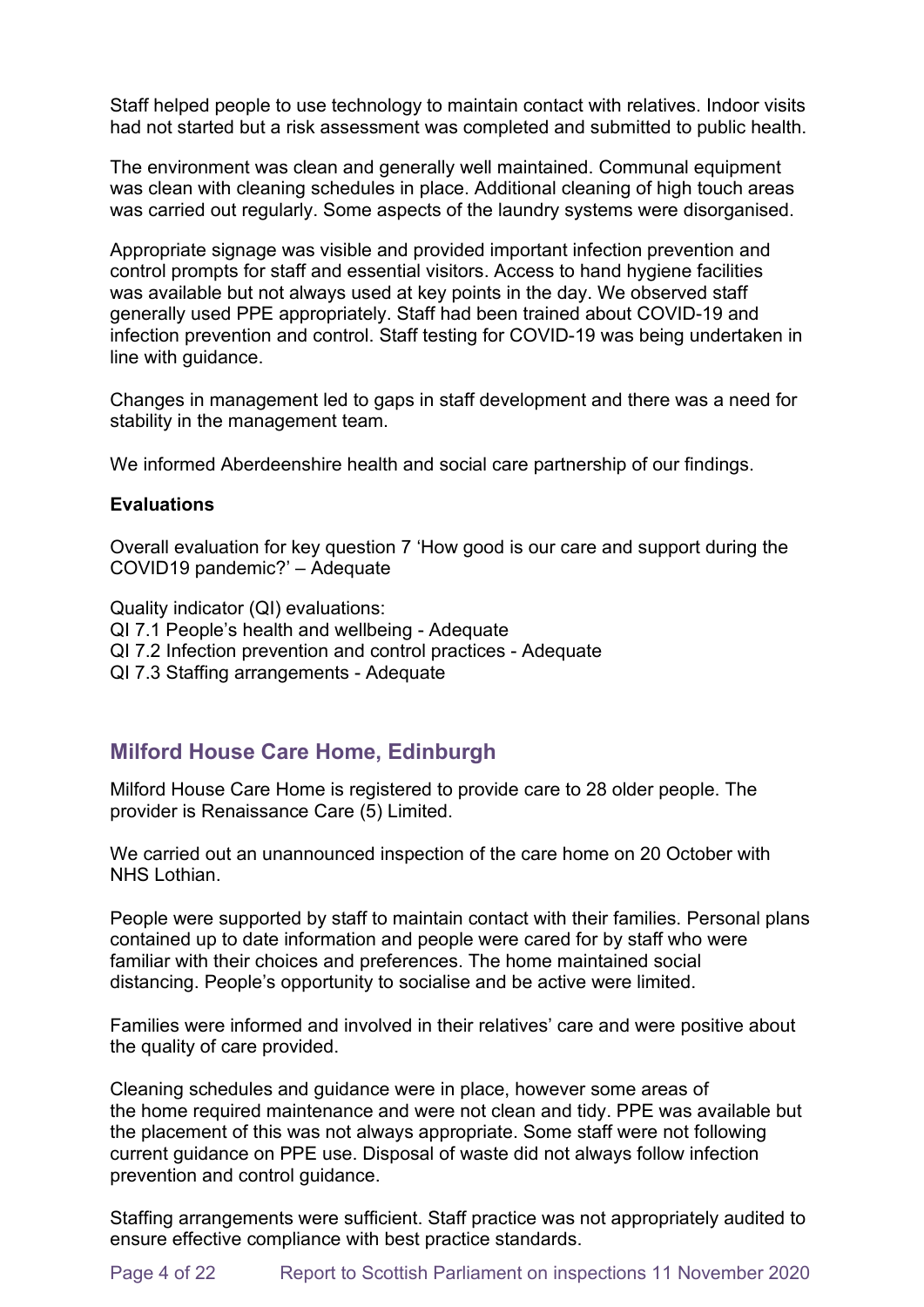Staff helped people to use technology to maintain contact with relatives. Indoor visits had not started but a risk assessment was completed and submitted to public health.

The environment was clean and generally well maintained. Communal equipment was clean with cleaning schedules in place. Additional cleaning of high touch areas was carried out regularly. Some aspects of the laundry systems were disorganised.

Appropriate signage was visible and provided important infection prevention and control prompts for staff and essential visitors. Access to hand hygiene facilities was available but not always used at key points in the day. We observed staff generally used PPE appropriately. Staff had been trained about COVID-19 and infection prevention and control. Staff testing for COVID-19 was being undertaken in line with guidance.

Changes in management led to gaps in staff development and there was a need for stability in the management team.

We informed Aberdeenshire health and social care partnership of our findings.

**Evaluations**

Overall evaluation for key question 7 'How good is our care and support during the COVID19 pandemic?' – Adequate

Quality indicator (QI) evaluations:
QI 7.1 People's health and wellbeing - Adequate
QI 7.2 Infection prevention and control practices - Adequate
QI 7.3 Staffing arrangements - Adequate

## Milford House Care Home, Edinburgh

Milford House Care Home is registered to provide care to 28 older people. The provider is Renaissance Care (5) Limited.

We carried out an unannounced inspection of the care home on 20 October with NHS Lothian.

People were supported by staff to maintain contact with their families. Personal plans contained up to date information and people were cared for by staff who were familiar with their choices and preferences. The home maintained social distancing. People's opportunity to socialise and be active were limited.

Families were informed and involved in their relatives' care and were positive about the quality of care provided.

Cleaning schedules and guidance were in place, however some areas of the home required maintenance and were not clean and tidy. PPE was available but the placement of this was not always appropriate. Some staff were not following current guidance on PPE use. Disposal of waste did not always follow infection prevention and control guidance.

Staffing arrangements were sufficient. Staff practice was not appropriately audited to ensure effective compliance with best practice standards.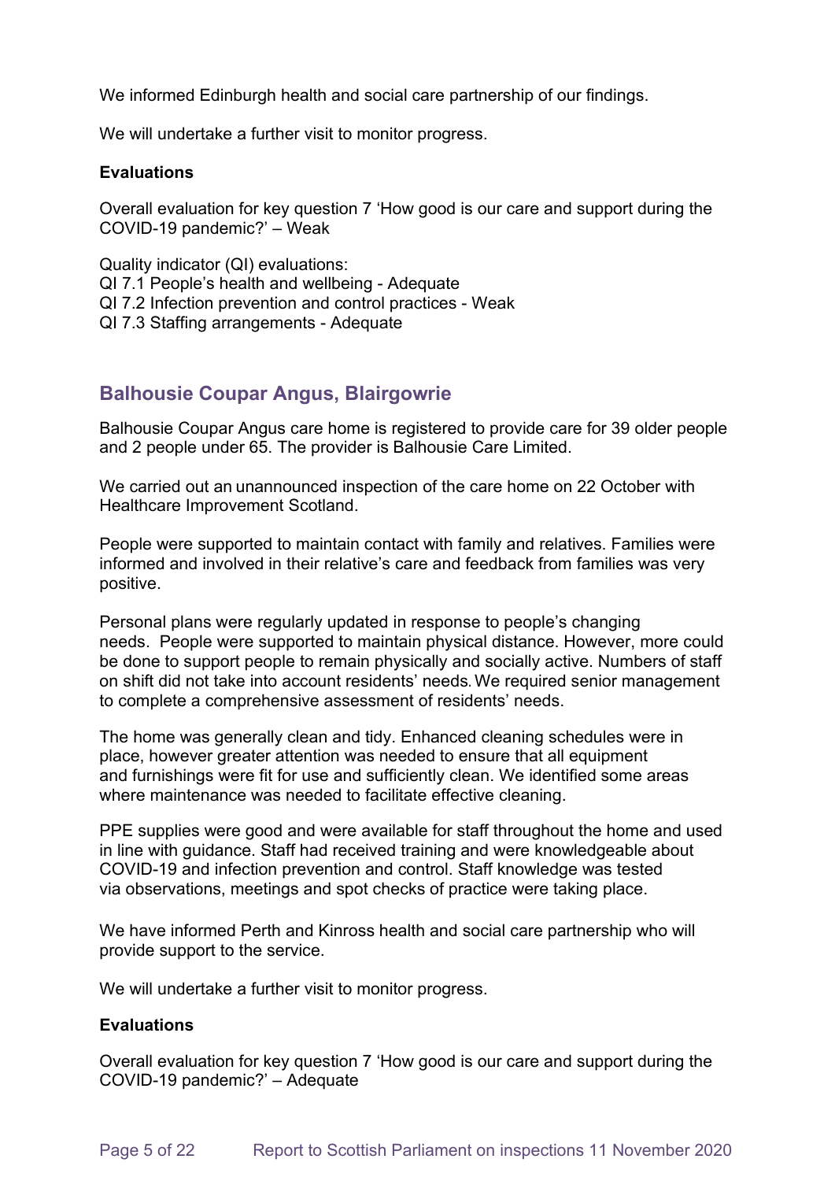We informed Edinburgh health and social care partnership of our findings.

We will undertake a further visit to monitor progress.

**Evaluations**

Overall evaluation for key question 7 'How good is our care and support during the COVID-19 pandemic?' – Weak

Quality indicator (QI) evaluations:
QI 7.1 People's health and wellbeing - Adequate
QI 7.2 Infection prevention and control practices - Weak
QI 7.3 Staffing arrangements - Adequate

## Balhousie Coupar Angus, Blairgowrie

Balhousie Coupar Angus care home is registered to provide care for 39 older people and 2 people under 65. The provider is Balhousie Care Limited.

We carried out an unannounced inspection of the care home on 22 October with Healthcare Improvement Scotland.

People were supported to maintain contact with family and relatives. Families were informed and involved in their relative's care and feedback from families was very positive.

Personal plans were regularly updated in response to people's changing needs. People were supported to maintain physical distance. However, more could be done to support people to remain physically and socially active. Numbers of staff on shift did not take into account residents' needs. We required senior management to complete a comprehensive assessment of residents' needs.

The home was generally clean and tidy. Enhanced cleaning schedules were in place, however greater attention was needed to ensure that all equipment and furnishings were fit for use and sufficiently clean. We identified some areas where maintenance was needed to facilitate effective cleaning.

PPE supplies were good and were available for staff throughout the home and used in line with guidance. Staff had received training and were knowledgeable about COVID-19 and infection prevention and control. Staff knowledge was tested via observations, meetings and spot checks of practice were taking place.

We have informed Perth and Kinross health and social care partnership who will provide support to the service.

We will undertake a further visit to monitor progress.

**Evaluations**

Overall evaluation for key question 7 'How good is our care and support during the COVID-19 pandemic?' – Adequate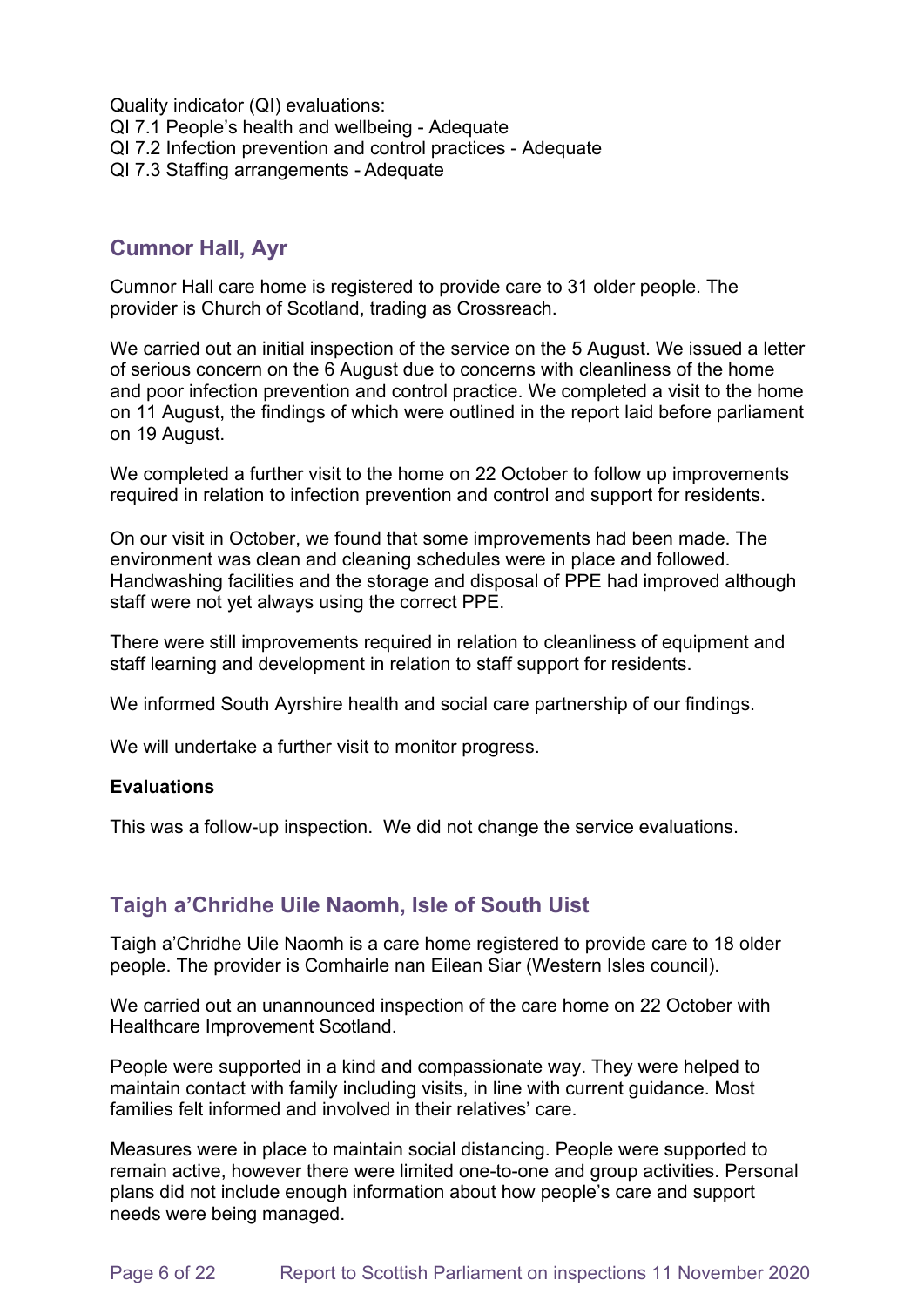Quality indicator (QI) evaluations:
QI 7.1 People's health and wellbeing - Adequate
QI 7.2 Infection prevention and control practices - Adequate
QI 7.3 Staffing arrangements - Adequate

## Cumnor Hall, Ayr

Cumnor Hall care home is registered to provide care to 31 older people. The provider is Church of Scotland, trading as Crossreach.

We carried out an initial inspection of the service on the 5 August. We issued a letter of serious concern on the 6 August due to concerns with cleanliness of the home and poor infection prevention and control practice. We completed a visit to the home on 11 August, the findings of which were outlined in the report laid before parliament on 19 August.

We completed a further visit to the home on 22 October to follow up improvements required in relation to infection prevention and control and support for residents.

On our visit in October, we found that some improvements had been made. The environment was clean and cleaning schedules were in place and followed. Handwashing facilities and the storage and disposal of PPE had improved although staff were not yet always using the correct PPE.

There were still improvements required in relation to cleanliness of equipment and staff learning and development in relation to staff support for residents.

We informed South Ayrshire health and social care partnership of our findings.

We will undertake a further visit to monitor progress.

**Evaluations**

This was a follow-up inspection. We did not change the service evaluations.

## Taigh a'Chridhe Uile Naomh, Isle of South Uist

Taigh a'Chridhe Uile Naomh is a care home registered to provide care to 18 older people. The provider is Comhairle nan Eilean Siar (Western Isles council).

We carried out an unannounced inspection of the care home on 22 October with Healthcare Improvement Scotland.

People were supported in a kind and compassionate way. They were helped to maintain contact with family including visits, in line with current guidance. Most families felt informed and involved in their relatives' care.

Measures were in place to maintain social distancing. People were supported to remain active, however there were limited one-to-one and group activities. Personal plans did not include enough information about how people's care and support needs were being managed.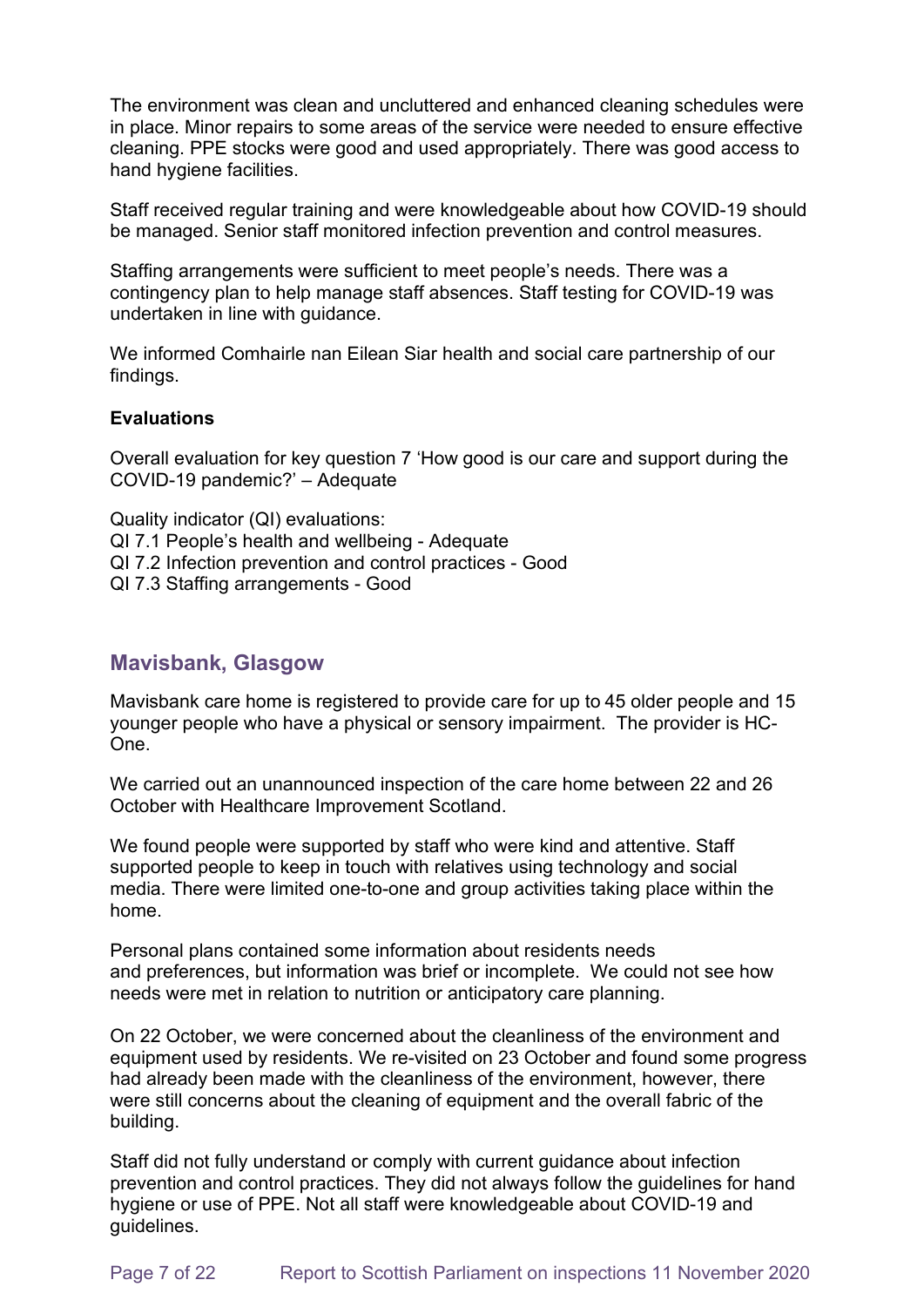The environment was clean and uncluttered and enhanced cleaning schedules were in place. Minor repairs to some areas of the service were needed to ensure effective cleaning. PPE stocks were good and used appropriately. There was good access to hand hygiene facilities.

Staff received regular training and were knowledgeable about how COVID-19 should be managed. Senior staff monitored infection prevention and control measures.

Staffing arrangements were sufficient to meet people's needs. There was a contingency plan to help manage staff absences. Staff testing for COVID-19 was undertaken in line with guidance.

We informed Comhairle nan Eilean Siar health and social care partnership of our findings.

**Evaluations**

Overall evaluation for key question 7 'How good is our care and support during the COVID-19 pandemic?' – Adequate

Quality indicator (QI) evaluations:
QI 7.1 People's health and wellbeing - Adequate
QI 7.2 Infection prevention and control practices - Good
QI 7.3 Staffing arrangements - Good

## Mavisbank, Glasgow

Mavisbank care home is registered to provide care for up to 45 older people and 15 younger people who have a physical or sensory impairment. The provider is HC-One.

We carried out an unannounced inspection of the care home between 22 and 26 October with Healthcare Improvement Scotland.

We found people were supported by staff who were kind and attentive. Staff supported people to keep in touch with relatives using technology and social media. There were limited one-to-one and group activities taking place within the home.

Personal plans contained some information about residents needs and preferences, but information was brief or incomplete. We could not see how needs were met in relation to nutrition or anticipatory care planning.

On 22 October, we were concerned about the cleanliness of the environment and equipment used by residents. We re-visited on 23 October and found some progress had already been made with the cleanliness of the environment, however, there were still concerns about the cleaning of equipment and the overall fabric of the building.

Staff did not fully understand or comply with current guidance about infection prevention and control practices. They did not always follow the guidelines for hand hygiene or use of PPE. Not all staff were knowledgeable about COVID-19 and guidelines.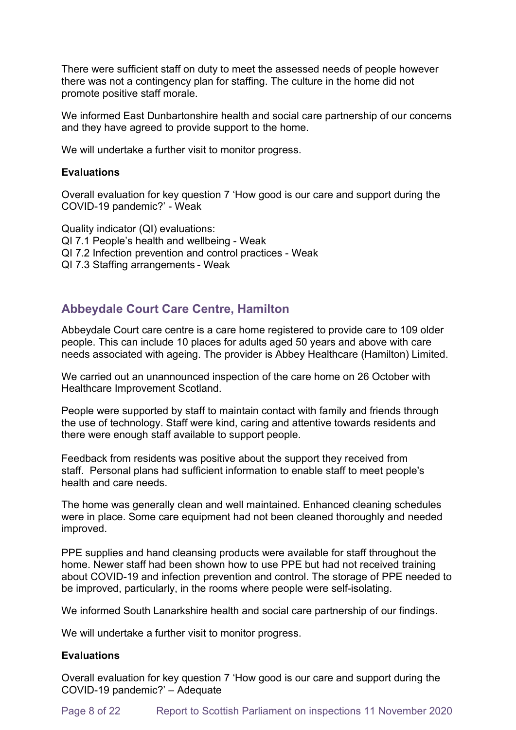There were sufficient staff on duty to meet the assessed needs of people however there was not a contingency plan for staffing. The culture in the home did not promote positive staff morale.

We informed East Dunbartonshire health and social care partnership of our concerns and they have agreed to provide support to the home.

We will undertake a further visit to monitor progress.

**Evaluations**

Overall evaluation for key question 7 'How good is our care and support during the COVID-19 pandemic?' - Weak

Quality indicator (QI) evaluations:
QI 7.1 People's health and wellbeing - Weak
QI 7.2 Infection prevention and control practices - Weak
QI 7.3 Staffing arrangements - Weak

## Abbeydale Court Care Centre, Hamilton

Abbeydale Court care centre is a care home registered to provide care to 109 older people. This can include 10 places for adults aged 50 years and above with care needs associated with ageing. The provider is Abbey Healthcare (Hamilton) Limited.

We carried out an unannounced inspection of the care home on 26 October with Healthcare Improvement Scotland.

People were supported by staff to maintain contact with family and friends through the use of technology. Staff were kind, caring and attentive towards residents and there were enough staff available to support people.

Feedback from residents was positive about the support they received from staff. Personal plans had sufficient information to enable staff to meet people's health and care needs.

The home was generally clean and well maintained. Enhanced cleaning schedules were in place. Some care equipment had not been cleaned thoroughly and needed improved.

PPE supplies and hand cleansing products were available for staff throughout the home. Newer staff had been shown how to use PPE but had not received training about COVID-19 and infection prevention and control. The storage of PPE needed to be improved, particularly, in the rooms where people were self-isolating.

We informed South Lanarkshire health and social care partnership of our findings.

We will undertake a further visit to monitor progress.

**Evaluations**

Overall evaluation for key question 7 'How good is our care and support during the COVID-19 pandemic?' – Adequate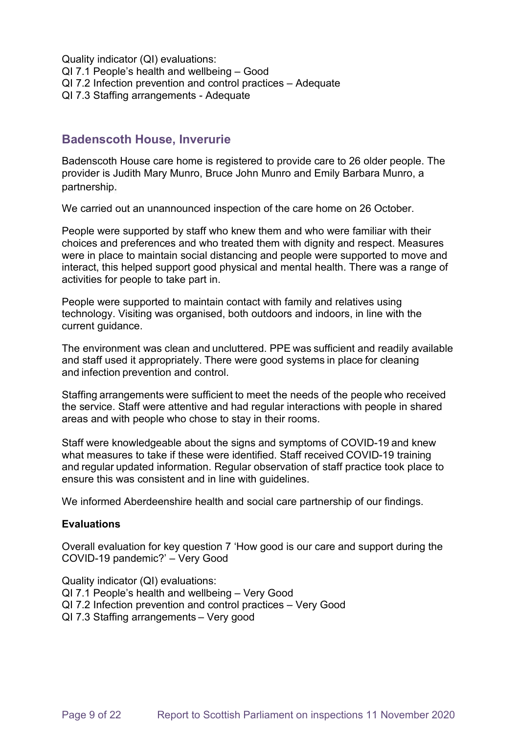Quality indicator (QI) evaluations:
QI 7.1 People’s health and wellbeing – Good
QI 7.2 Infection prevention and control practices – Adequate
QI 7.3 Staffing arrangements - Adequate

## Badenscoth House, Inverurie

Badenscoth House care home is registered to provide care to 26 older people. The provider is Judith Mary Munro, Bruce John Munro and Emily Barbara Munro, a partnership.

We carried out an unannounced inspection of the care home on 26 October.

People were supported by staff who knew them and who were familiar with their choices and preferences and who treated them with dignity and respect. Measures were in place to maintain social distancing and people were supported to move and interact, this helped support good physical and mental health. There was a range of activities for people to take part in.

People were supported to maintain contact with family and relatives using technology. Visiting was organised, both outdoors and indoors, in line with the current guidance.

The environment was clean and uncluttered. PPE was sufficient and readily available and staff used it appropriately. There were good systems in place for cleaning and infection prevention and control.

Staffing arrangements were sufficient to meet the needs of the people who received the service. Staff were attentive and had regular interactions with people in shared areas and with people who chose to stay in their rooms.

Staff were knowledgeable about the signs and symptoms of COVID-19 and knew what measures to take if these were identified. Staff received COVID-19 training and regular updated information. Regular observation of staff practice took place to ensure this was consistent and in line with guidelines.

We informed Aberdeenshire health and social care partnership of our findings.

**Evaluations**

Overall evaluation for key question 7 ‘How good is our care and support during the COVID-19 pandemic?’ – Very Good

Quality indicator (QI) evaluations:
QI 7.1 People’s health and wellbeing – Very Good
QI 7.2 Infection prevention and control practices – Very Good
QI 7.3 Staffing arrangements – Very good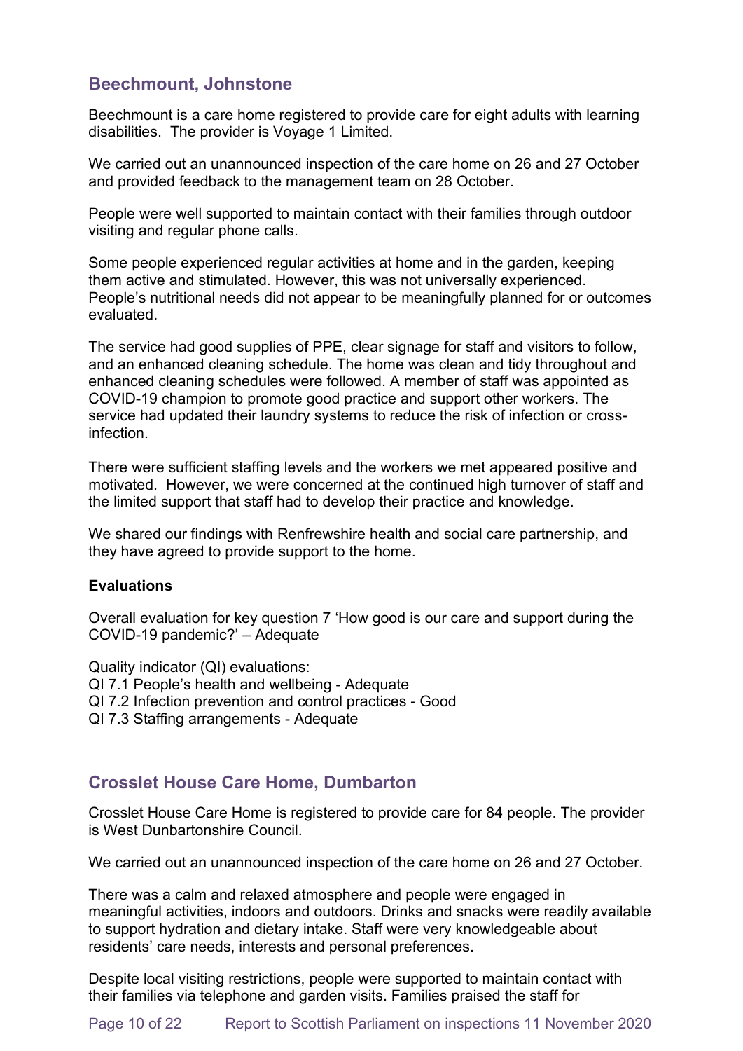## Beechmount, Johnstone

Beechmount is a care home registered to provide care for eight adults with learning disabilities. The provider is Voyage 1 Limited.

We carried out an unannounced inspection of the care home on 26 and 27 October and provided feedback to the management team on 28 October.

People were well supported to maintain contact with their families through outdoor visiting and regular phone calls.

Some people experienced regular activities at home and in the garden, keeping them active and stimulated. However, this was not universally experienced. People's nutritional needs did not appear to be meaningfully planned for or outcomes evaluated.

The service had good supplies of PPE, clear signage for staff and visitors to follow, and an enhanced cleaning schedule. The home was clean and tidy throughout and enhanced cleaning schedules were followed. A member of staff was appointed as COVID-19 champion to promote good practice and support other workers. The service had updated their laundry systems to reduce the risk of infection or cross-infection.

There were sufficient staffing levels and the workers we met appeared positive and motivated. However, we were concerned at the continued high turnover of staff and the limited support that staff had to develop their practice and knowledge.

We shared our findings with Renfrewshire health and social care partnership, and they have agreed to provide support to the home.

**Evaluations**

Overall evaluation for key question 7 'How good is our care and support during the COVID-19 pandemic?' – Adequate

Quality indicator (QI) evaluations:
QI 7.1 People's health and wellbeing - Adequate
QI 7.2 Infection prevention and control practices - Good
QI 7.3 Staffing arrangements - Adequate

## Crosslet House Care Home, Dumbarton

Crosslet House Care Home is registered to provide care for 84 people. The provider is West Dunbartonshire Council.

We carried out an unannounced inspection of the care home on 26 and 27 October.

There was a calm and relaxed atmosphere and people were engaged in meaningful activities, indoors and outdoors. Drinks and snacks were readily available to support hydration and dietary intake. Staff were very knowledgeable about residents' care needs, interests and personal preferences.

Despite local visiting restrictions, people were supported to maintain contact with their families via telephone and garden visits. Families praised the staff for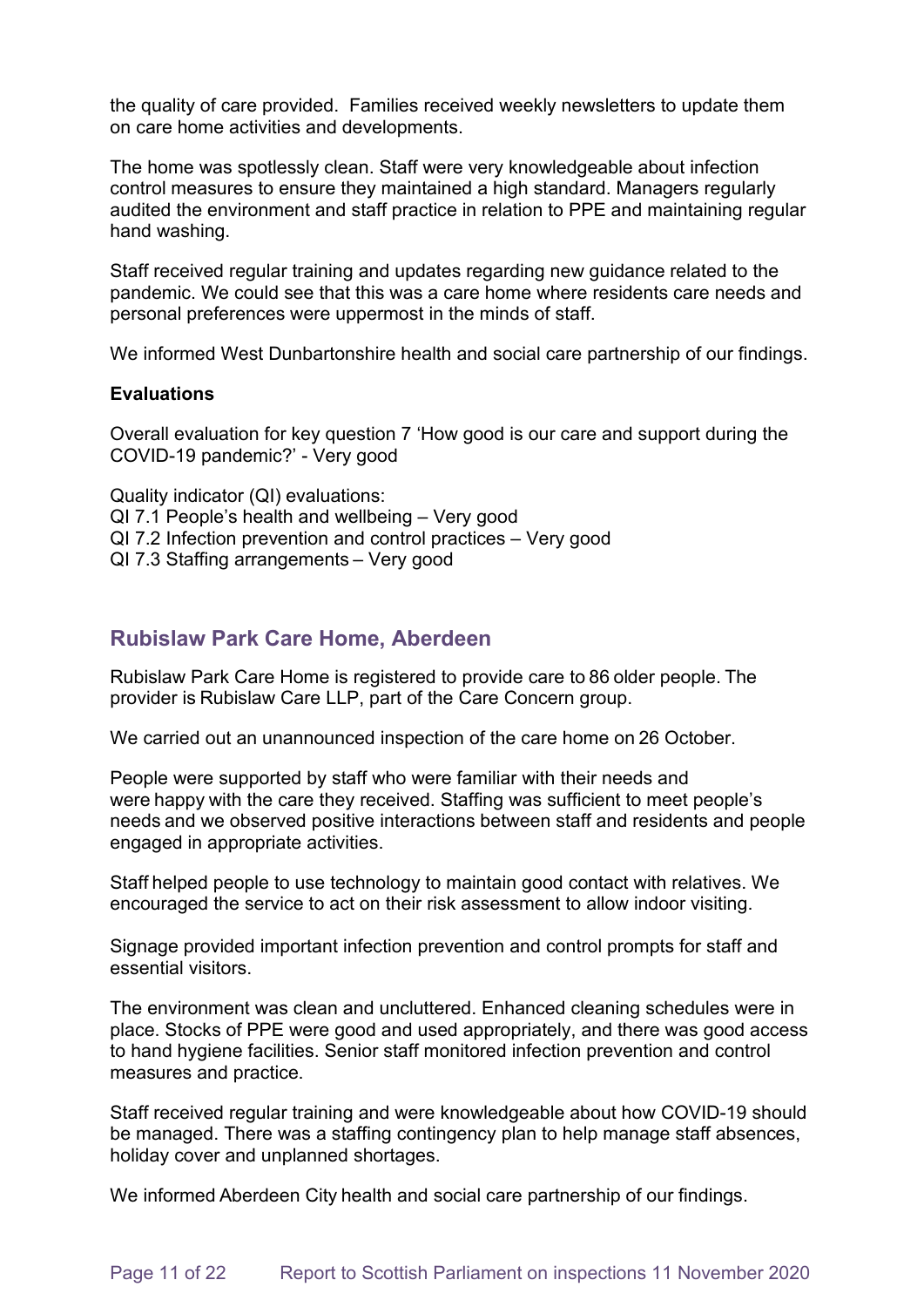the quality of care provided. Families received weekly newsletters to update them on care home activities and developments.

The home was spotlessly clean. Staff were very knowledgeable about infection control measures to ensure they maintained a high standard. Managers regularly audited the environment and staff practice in relation to PPE and maintaining regular hand washing.

Staff received regular training and updates regarding new guidance related to the pandemic. We could see that this was a care home where residents care needs and personal preferences were uppermost in the minds of staff.

We informed West Dunbartonshire health and social care partnership of our findings.

**Evaluations**

Overall evaluation for key question 7 'How good is our care and support during the COVID-19 pandemic?' - Very good

Quality indicator (QI) evaluations:
QI 7.1 People's health and wellbeing – Very good
QI 7.2 Infection prevention and control practices – Very good
QI 7.3 Staffing arrangements – Very good

## Rubislaw Park Care Home, Aberdeen

Rubislaw Park Care Home is registered to provide care to 86 older people. The provider is Rubislaw Care LLP, part of the Care Concern group.

We carried out an unannounced inspection of the care home on 26 October.

People were supported by staff who were familiar with their needs and were happy with the care they received. Staffing was sufficient to meet people's needs and we observed positive interactions between staff and residents and people engaged in appropriate activities.

Staff helped people to use technology to maintain good contact with relatives. We encouraged the service to act on their risk assessment to allow indoor visiting.

Signage provided important infection prevention and control prompts for staff and essential visitors.

The environment was clean and uncluttered. Enhanced cleaning schedules were in place. Stocks of PPE were good and used appropriately, and there was good access to hand hygiene facilities. Senior staff monitored infection prevention and control measures and practice.

Staff received regular training and were knowledgeable about how COVID-19 should be managed. There was a staffing contingency plan to help manage staff absences, holiday cover and unplanned shortages.

We informed Aberdeen City health and social care partnership of our findings.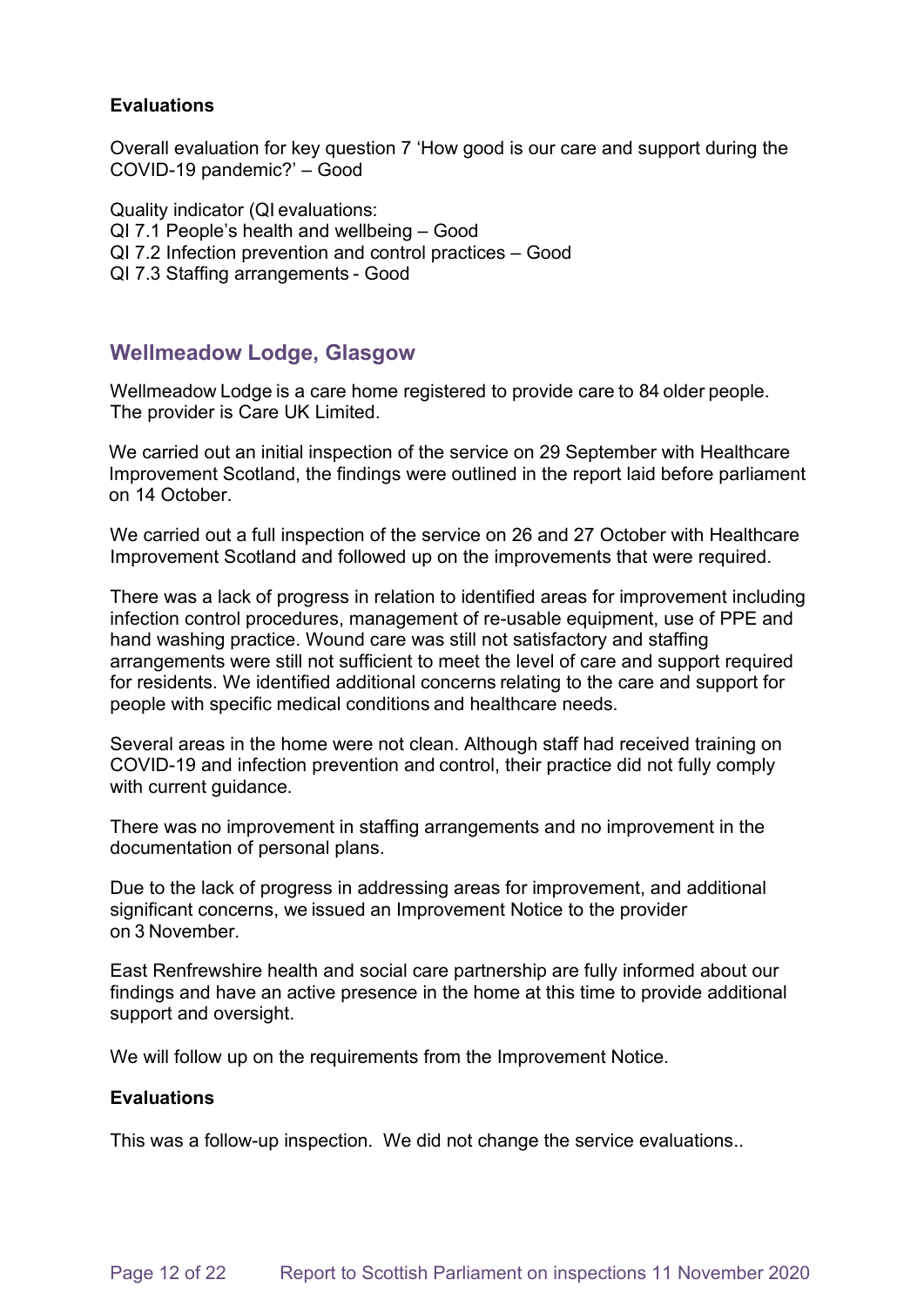**Evaluations**

Overall evaluation for key question 7 'How good is our care and support during the COVID-19 pandemic?' – Good

Quality indicator (QI evaluations:
QI 7.1 People's health and wellbeing – Good
QI 7.2 Infection prevention and control practices – Good
QI 7.3 Staffing arrangements - Good

## Wellmeadow Lodge, Glasgow

Wellmeadow Lodge is a care home registered to provide care to 84 older people. The provider is Care UK Limited.

We carried out an initial inspection of the service on 29 September with Healthcare Improvement Scotland, the findings were outlined in the report laid before parliament on 14 October.

We carried out a full inspection of the service on 26 and 27 October with Healthcare Improvement Scotland and followed up on the improvements that were required.

There was a lack of progress in relation to identified areas for improvement including infection control procedures, management of re-usable equipment, use of PPE and hand washing practice. Wound care was still not satisfactory and staffing arrangements were still not sufficient to meet the level of care and support required for residents. We identified additional concerns relating to the care and support for people with specific medical conditions and healthcare needs.

Several areas in the home were not clean. Although staff had received training on COVID-19 and infection prevention and control, their practice did not fully comply with current guidance.

There was no improvement in staffing arrangements and no improvement in the documentation of personal plans.

Due to the lack of progress in addressing areas for improvement, and additional significant concerns, we issued an Improvement Notice to the provider on 3 November.

East Renfrewshire health and social care partnership are fully informed about our findings and have an active presence in the home at this time to provide additional support and oversight.

We will follow up on the requirements from the Improvement Notice.

**Evaluations**

This was a follow-up inspection. We did not change the service evaluations..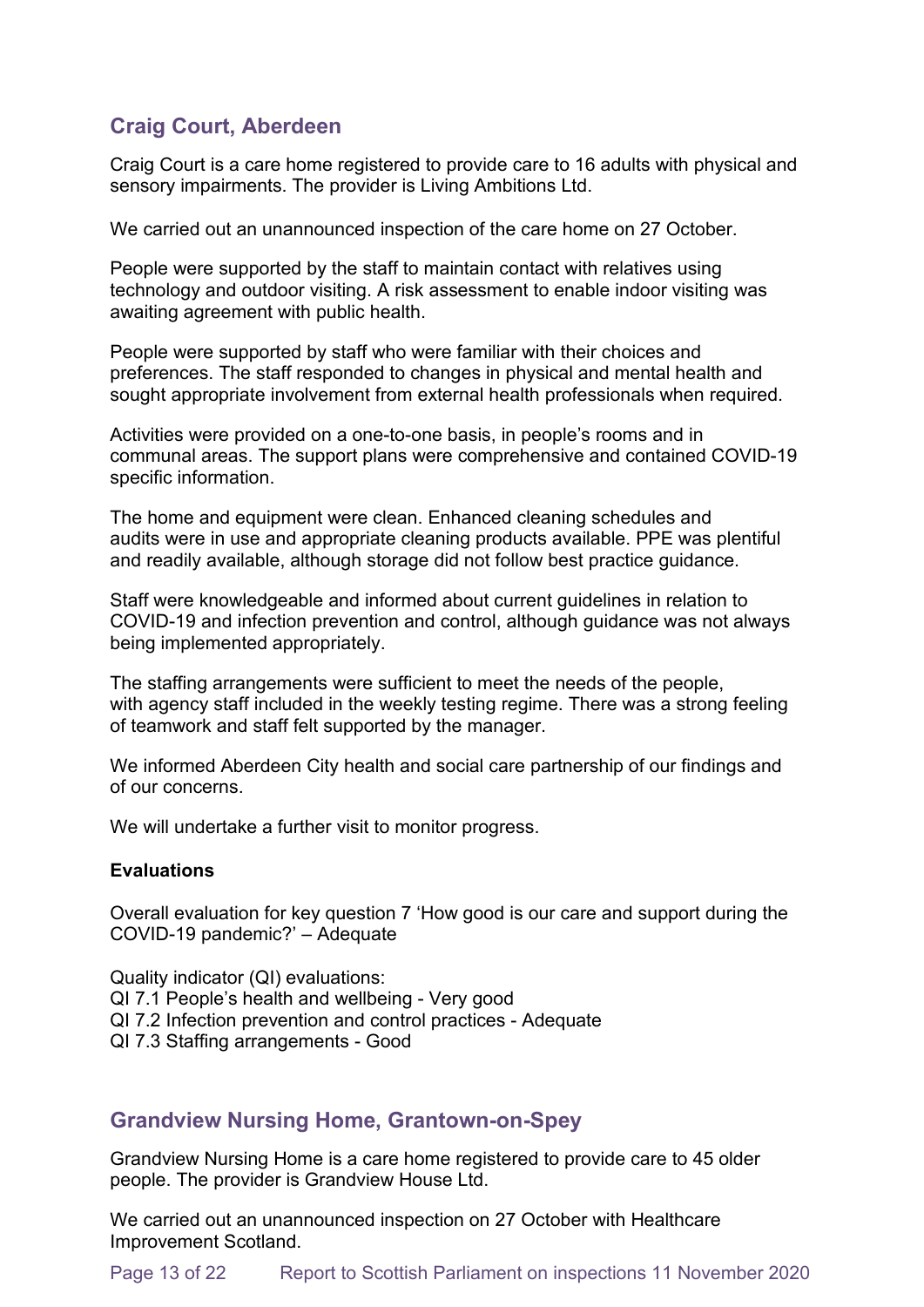## Craig Court, Aberdeen

Craig Court is a care home registered to provide care to 16 adults with physical and sensory impairments. The provider is Living Ambitions Ltd.

We carried out an unannounced inspection of the care home on 27 October.

People were supported by the staff to maintain contact with relatives using technology and outdoor visiting. A risk assessment to enable indoor visiting was awaiting agreement with public health.

People were supported by staff who were familiar with their choices and preferences. The staff responded to changes in physical and mental health and sought appropriate involvement from external health professionals when required.

Activities were provided on a one-to-one basis, in people's rooms and in communal areas. The support plans were comprehensive and contained COVID-19 specific information.

The home and equipment were clean. Enhanced cleaning schedules and audits were in use and appropriate cleaning products available. PPE was plentiful and readily available, although storage did not follow best practice guidance.

Staff were knowledgeable and informed about current guidelines in relation to COVID-19 and infection prevention and control, although guidance was not always being implemented appropriately.

The staffing arrangements were sufficient to meet the needs of the people, with agency staff included in the weekly testing regime. There was a strong feeling of teamwork and staff felt supported by the manager.

We informed Aberdeen City health and social care partnership of our findings and of our concerns.

We will undertake a further visit to monitor progress.

**Evaluations**

Overall evaluation for key question 7 'How good is our care and support during the COVID-19 pandemic?' – Adequate

Quality indicator (QI) evaluations:
QI 7.1 People's health and wellbeing - Very good
QI 7.2 Infection prevention and control practices - Adequate
QI 7.3 Staffing arrangements - Good

## Grandview Nursing Home, Grantown-on-Spey

Grandview Nursing Home is a care home registered to provide care to 45 older people. The provider is Grandview House Ltd.

We carried out an unannounced inspection on 27 October with Healthcare Improvement Scotland.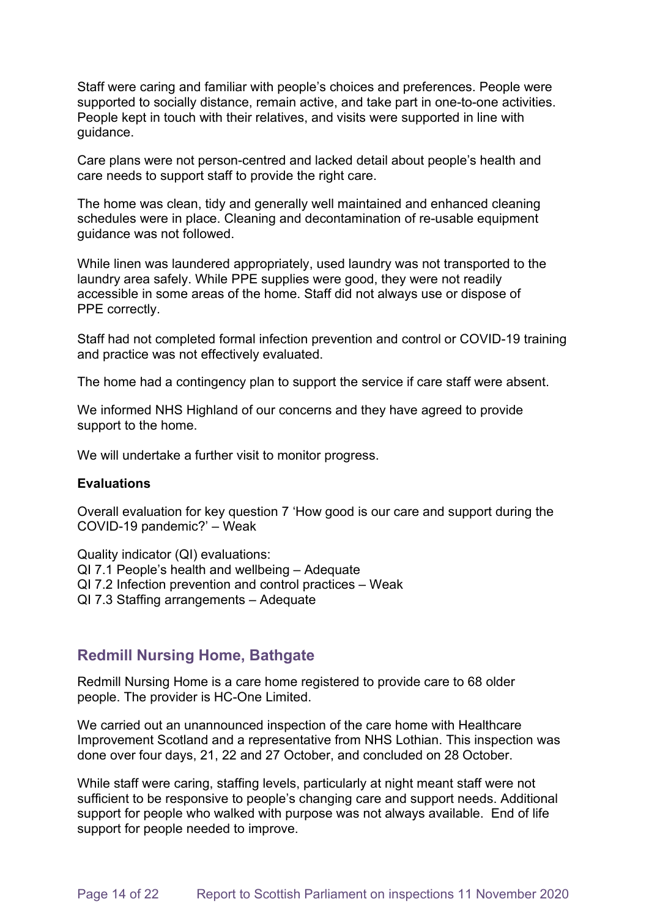Staff were caring and familiar with people's choices and preferences. People were supported to socially distance, remain active, and take part in one-to-one activities. People kept in touch with their relatives, and visits were supported in line with guidance.

Care plans were not person-centred and lacked detail about people's health and care needs to support staff to provide the right care.

The home was clean, tidy and generally well maintained and enhanced cleaning schedules were in place. Cleaning and decontamination of re-usable equipment guidance was not followed.

While linen was laundered appropriately, used laundry was not transported to the laundry area safely. While PPE supplies were good, they were not readily accessible in some areas of the home. Staff did not always use or dispose of PPE correctly.

Staff had not completed formal infection prevention and control or COVID-19 training and practice was not effectively evaluated.

The home had a contingency plan to support the service if care staff were absent.

We informed NHS Highland of our concerns and they have agreed to provide support to the home.

We will undertake a further visit to monitor progress.

**Evaluations**

Overall evaluation for key question 7 'How good is our care and support during the COVID-19 pandemic?' – Weak

Quality indicator (QI) evaluations:
QI 7.1 People's health and wellbeing – Adequate
QI 7.2 Infection prevention and control practices – Weak
QI 7.3 Staffing arrangements – Adequate

## Redmill Nursing Home, Bathgate

Redmill Nursing Home is a care home registered to provide care to 68 older people. The provider is HC-One Limited.

We carried out an unannounced inspection of the care home with Healthcare Improvement Scotland and a representative from NHS Lothian. This inspection was done over four days, 21, 22 and 27 October, and concluded on 28 October.

While staff were caring, staffing levels, particularly at night meant staff were not sufficient to be responsive to people's changing care and support needs. Additional support for people who walked with purpose was not always available. End of life support for people needed to improve.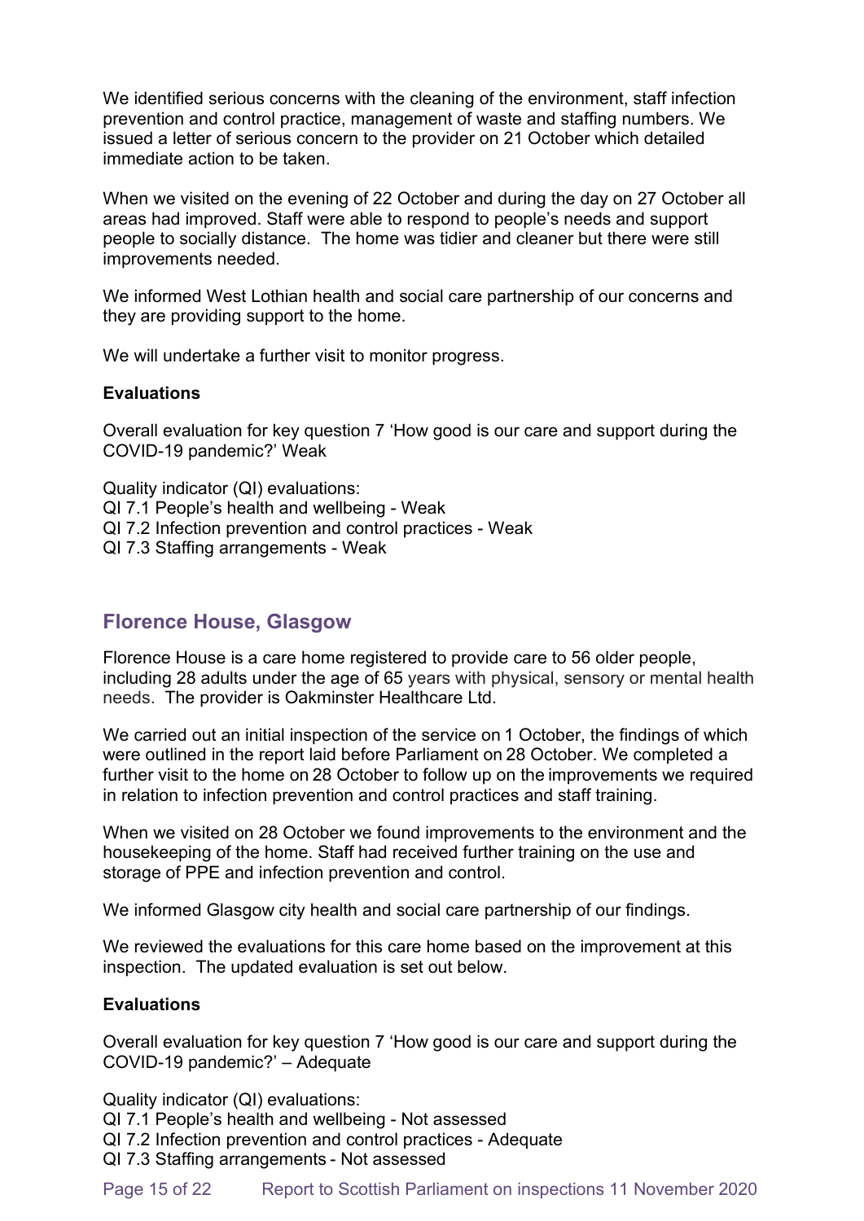We identified serious concerns with the cleaning of the environment, staff infection prevention and control practice, management of waste and staffing numbers. We issued a letter of serious concern to the provider on 21 October which detailed immediate action to be taken.

When we visited on the evening of 22 October and during the day on 27 October all areas had improved. Staff were able to respond to people's needs and support people to socially distance. The home was tidier and cleaner but there were still improvements needed.

We informed West Lothian health and social care partnership of our concerns and they are providing support to the home.

We will undertake a further visit to monitor progress.

**Evaluations**

Overall evaluation for key question 7 'How good is our care and support during the COVID-19 pandemic?' Weak

Quality indicator (QI) evaluations:
QI 7.1 People's health and wellbeing - Weak
QI 7.2 Infection prevention and control practices - Weak
QI 7.3 Staffing arrangements - Weak

## Florence House, Glasgow

Florence House is a care home registered to provide care to 56 older people, including 28 adults under the age of 65 years with physical, sensory or mental health needs. The provider is Oakminster Healthcare Ltd.

We carried out an initial inspection of the service on 1 October, the findings of which were outlined in the report laid before Parliament on 28 October. We completed a further visit to the home on 28 October to follow up on the improvements we required in relation to infection prevention and control practices and staff training.

When we visited on 28 October we found improvements to the environment and the housekeeping of the home. Staff had received further training on the use and storage of PPE and infection prevention and control.

We informed Glasgow city health and social care partnership of our findings.

We reviewed the evaluations for this care home based on the improvement at this inspection. The updated evaluation is set out below.

**Evaluations**

Overall evaluation for key question 7 'How good is our care and support during the COVID-19 pandemic?' – Adequate

Quality indicator (QI) evaluations:
QI 7.1 People's health and wellbeing - Not assessed
QI 7.2 Infection prevention and control practices - Adequate
QI 7.3 Staffing arrangements - Not assessed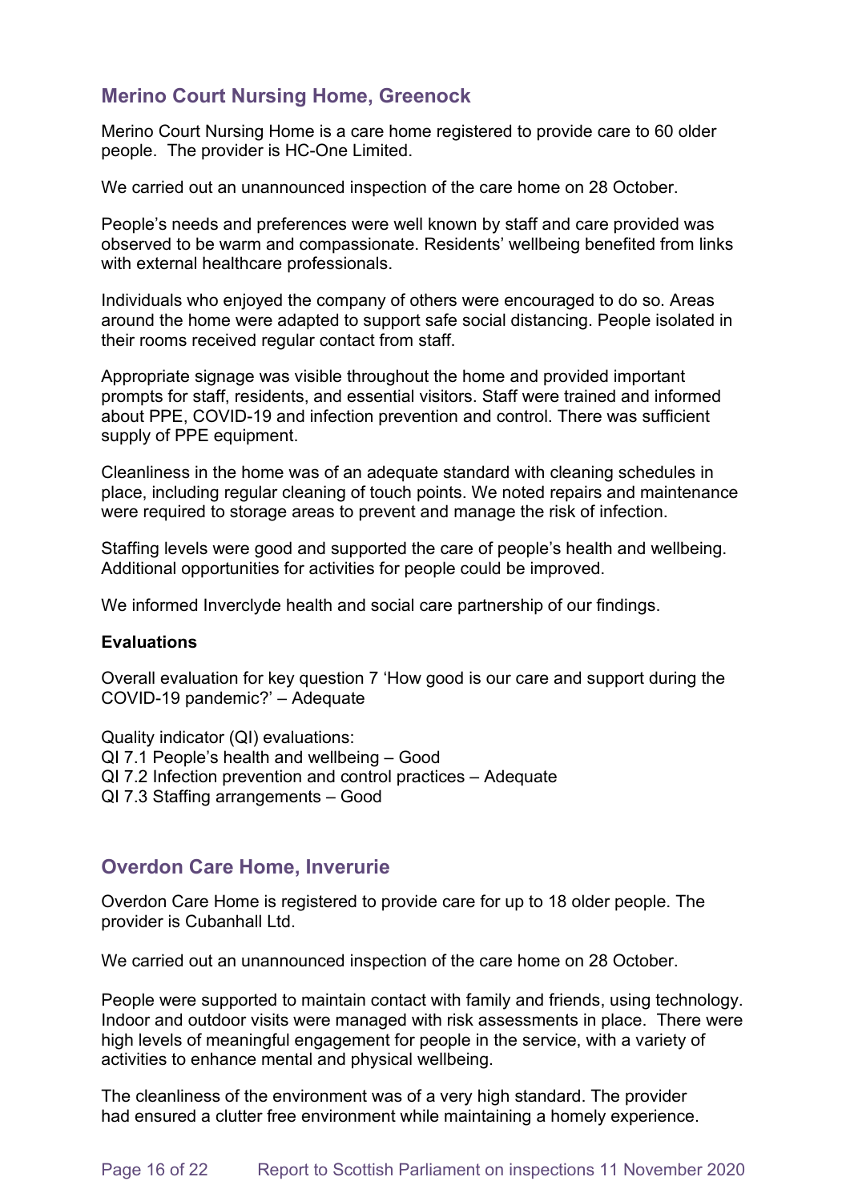## Merino Court Nursing Home, Greenock

Merino Court Nursing Home is a care home registered to provide care to 60 older people. The provider is HC-One Limited.

We carried out an unannounced inspection of the care home on 28 October.

People's needs and preferences were well known by staff and care provided was observed to be warm and compassionate. Residents' wellbeing benefited from links with external healthcare professionals.

Individuals who enjoyed the company of others were encouraged to do so. Areas around the home were adapted to support safe social distancing. People isolated in their rooms received regular contact from staff.

Appropriate signage was visible throughout the home and provided important prompts for staff, residents, and essential visitors. Staff were trained and informed about PPE, COVID-19 and infection prevention and control. There was sufficient supply of PPE equipment.

Cleanliness in the home was of an adequate standard with cleaning schedules in place, including regular cleaning of touch points. We noted repairs and maintenance were required to storage areas to prevent and manage the risk of infection.

Staffing levels were good and supported the care of people's health and wellbeing. Additional opportunities for activities for people could be improved.

We informed Inverclyde health and social care partnership of our findings.

**Evaluations**

Overall evaluation for key question 7 'How good is our care and support during the COVID-19 pandemic?' – Adequate

Quality indicator (QI) evaluations:
QI 7.1 People's health and wellbeing – Good
QI 7.2 Infection prevention and control practices – Adequate
QI 7.3 Staffing arrangements – Good

## Overdon Care Home, Inverurie

Overdon Care Home is registered to provide care for up to 18 older people. The provider is Cubanhall Ltd.

We carried out an unannounced inspection of the care home on 28 October.

People were supported to maintain contact with family and friends, using technology. Indoor and outdoor visits were managed with risk assessments in place. There were high levels of meaningful engagement for people in the service, with a variety of activities to enhance mental and physical wellbeing.

The cleanliness of the environment was of a very high standard. The provider had ensured a clutter free environment while maintaining a homely experience.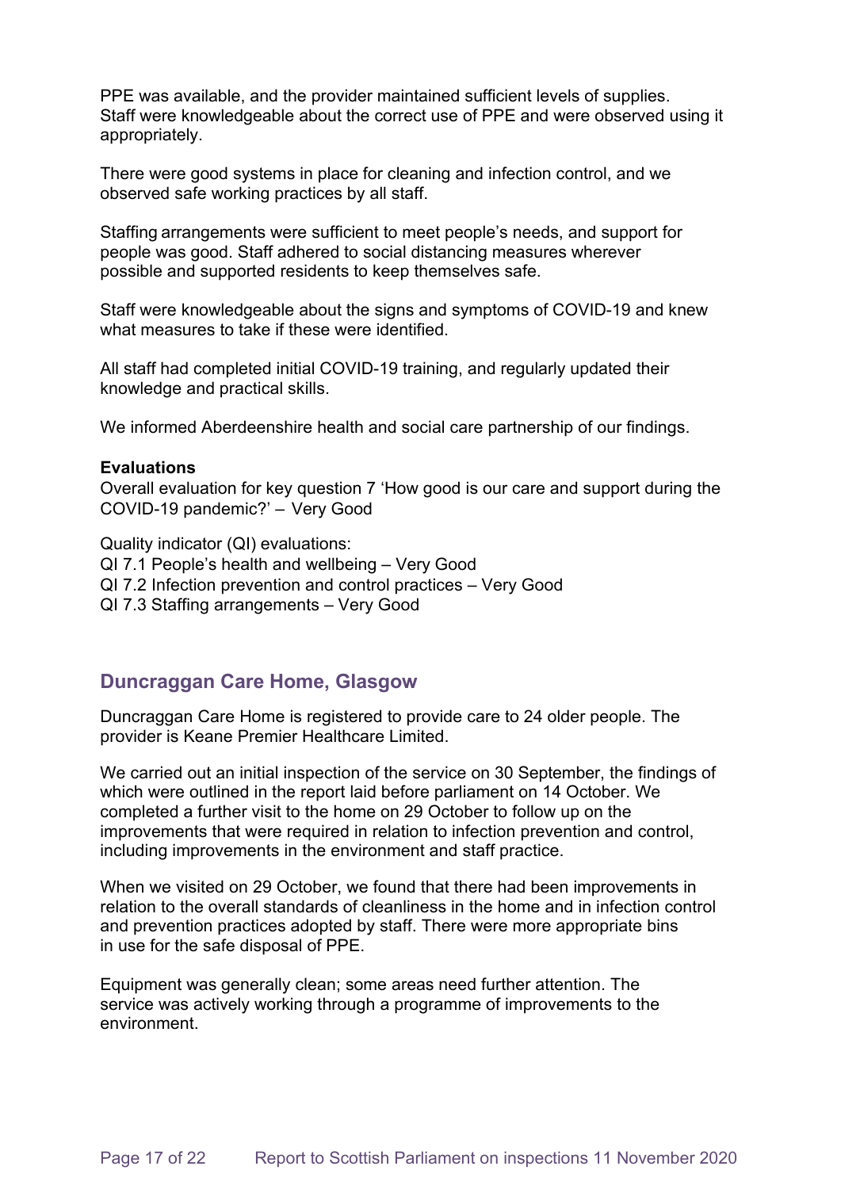PPE was available, and the provider maintained sufficient levels of supplies. Staff were knowledgeable about the correct use of PPE and were observed using it appropriately.

There were good systems in place for cleaning and infection control, and we observed safe working practices by all staff.

Staffing arrangements were sufficient to meet people's needs, and support for people was good. Staff adhered to social distancing measures wherever possible and supported residents to keep themselves safe.

Staff were knowledgeable about the signs and symptoms of COVID-19 and knew what measures to take if these were identified.

All staff had completed initial COVID-19 training, and regularly updated their knowledge and practical skills.

We informed Aberdeenshire health and social care partnership of our findings.

**Evaluations**
Overall evaluation for key question 7 'How good is our care and support during the COVID-19 pandemic?' – Very Good

Quality indicator (QI) evaluations:
QI 7.1 People's health and wellbeing – Very Good
QI 7.2 Infection prevention and control practices – Very Good
QI 7.3 Staffing arrangements – Very Good

## Duncraggan Care Home, Glasgow

Duncraggan Care Home is registered to provide care to 24 older people. The provider is Keane Premier Healthcare Limited.

We carried out an initial inspection of the service on 30 September, the findings of which were outlined in the report laid before parliament on 14 October. We completed a further visit to the home on 29 October to follow up on the improvements that were required in relation to infection prevention and control, including improvements in the environment and staff practice.

When we visited on 29 October, we found that there had been improvements in relation to the overall standards of cleanliness in the home and in infection control and prevention practices adopted by staff. There were more appropriate bins in use for the safe disposal of PPE.

Equipment was generally clean; some areas need further attention. The service was actively working through a programme of improvements to the environment.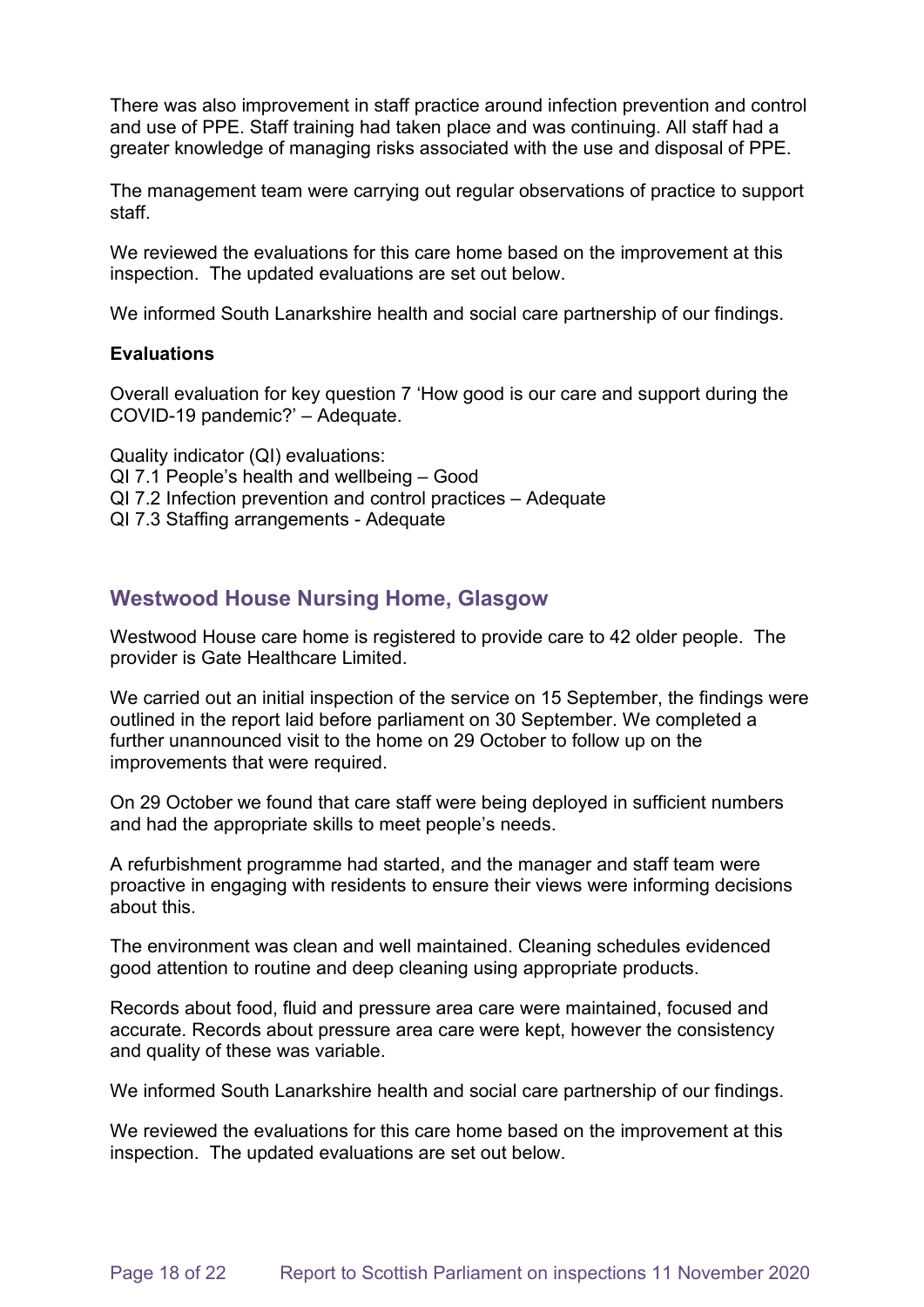There was also improvement in staff practice around infection prevention and control and use of PPE. Staff training had taken place and was continuing. All staff had a greater knowledge of managing risks associated with the use and disposal of PPE.

The management team were carrying out regular observations of practice to support staff.

We reviewed the evaluations for this care home based on the improvement at this inspection. The updated evaluations are set out below.

We informed South Lanarkshire health and social care partnership of our findings.

**Evaluations**

Overall evaluation for key question 7 'How good is our care and support during the COVID-19 pandemic?' – Adequate.

Quality indicator (QI) evaluations:
QI 7.1 People's health and wellbeing – Good
QI 7.2 Infection prevention and control practices – Adequate
QI 7.3 Staffing arrangements - Adequate

## Westwood House Nursing Home, Glasgow

Westwood House care home is registered to provide care to 42 older people. The provider is Gate Healthcare Limited.

We carried out an initial inspection of the service on 15 September, the findings were outlined in the report laid before parliament on 30 September. We completed a further unannounced visit to the home on 29 October to follow up on the improvements that were required.

On 29 October we found that care staff were being deployed in sufficient numbers and had the appropriate skills to meet people's needs.

A refurbishment programme had started, and the manager and staff team were proactive in engaging with residents to ensure their views were informing decisions about this.

The environment was clean and well maintained. Cleaning schedules evidenced good attention to routine and deep cleaning using appropriate products.

Records about food, fluid and pressure area care were maintained, focused and accurate. Records about pressure area care were kept, however the consistency and quality of these was variable.

We informed South Lanarkshire health and social care partnership of our findings.

We reviewed the evaluations for this care home based on the improvement at this inspection. The updated evaluations are set out below.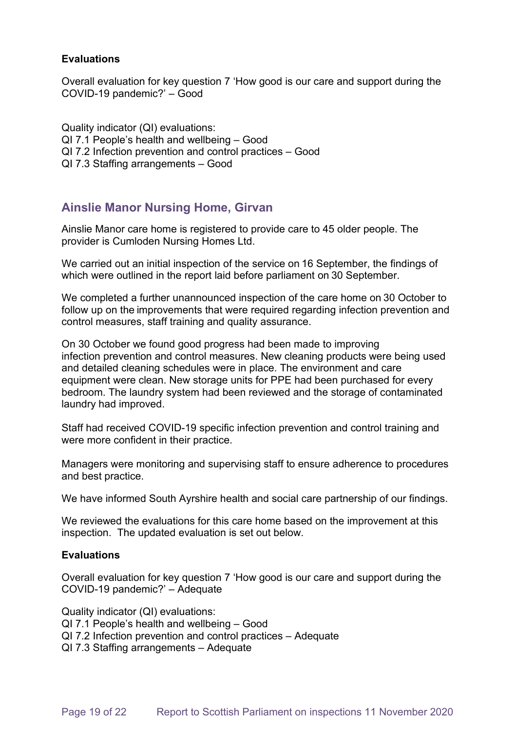**Evaluations**

Overall evaluation for key question 7 'How good is our care and support during the COVID-19 pandemic?' – Good

Quality indicator (QI) evaluations:
QI 7.1 People's health and wellbeing – Good
QI 7.2 Infection prevention and control practices – Good
QI 7.3 Staffing arrangements – Good

## Ainslie Manor Nursing Home, Girvan

Ainslie Manor care home is registered to provide care to 45 older people. The provider is Cumloden Nursing Homes Ltd.

We carried out an initial inspection of the service on 16 September, the findings of which were outlined in the report laid before parliament on 30 September.

We completed a further unannounced inspection of the care home on 30 October to follow up on the improvements that were required regarding infection prevention and control measures, staff training and quality assurance.

On 30 October we found good progress had been made to improving infection prevention and control measures. New cleaning products were being used and detailed cleaning schedules were in place. The environment and care equipment were clean. New storage units for PPE had been purchased for every bedroom. The laundry system had been reviewed and the storage of contaminated laundry had improved.

Staff had received COVID-19 specific infection prevention and control training and were more confident in their practice.

Managers were monitoring and supervising staff to ensure adherence to procedures and best practice.

We have informed South Ayrshire health and social care partnership of our findings.

We reviewed the evaluations for this care home based on the improvement at this inspection. The updated evaluation is set out below.

**Evaluations**

Overall evaluation for key question 7 'How good is our care and support during the COVID-19 pandemic?' – Adequate

Quality indicator (QI) evaluations:
QI 7.1 People's health and wellbeing – Good
QI 7.2 Infection prevention and control practices – Adequate
QI 7.3 Staffing arrangements – Adequate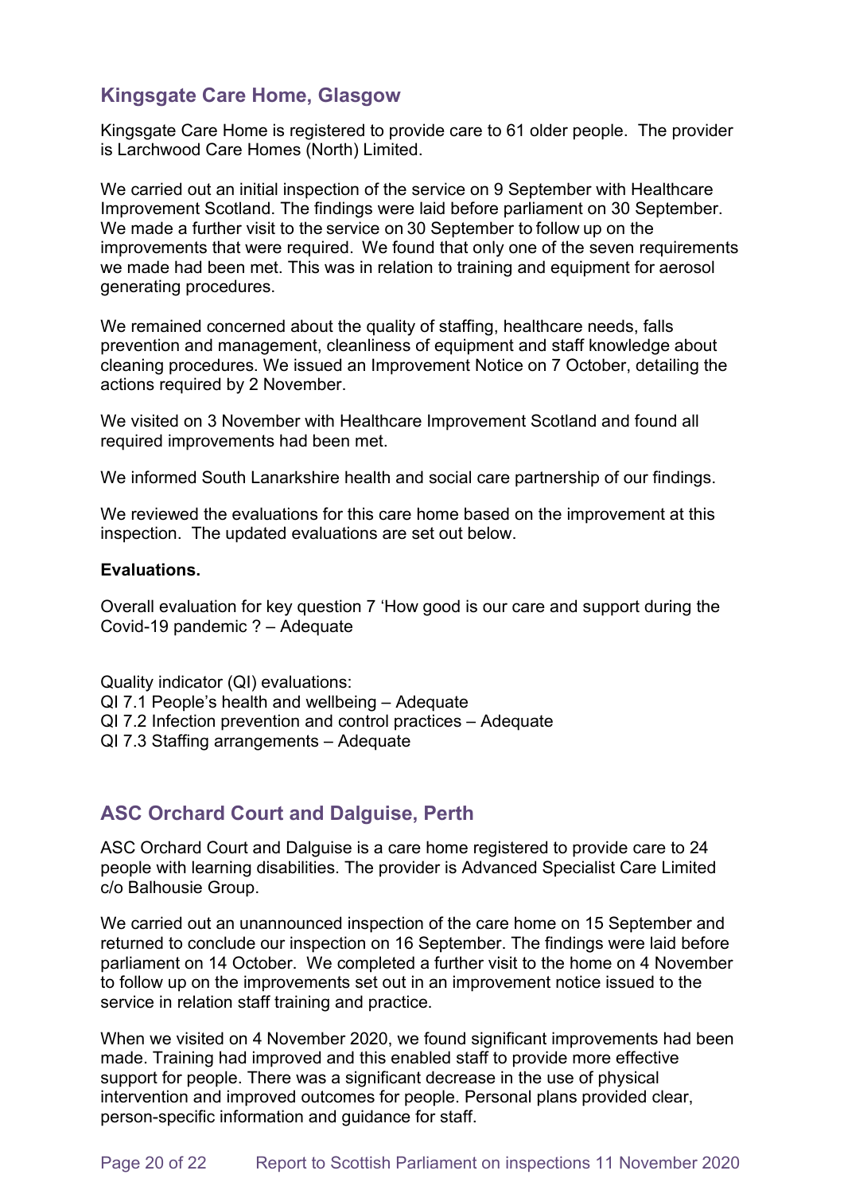## Kingsgate Care Home, Glasgow

Kingsgate Care Home is registered to provide care to 61 older people. The provider is Larchwood Care Homes (North) Limited.

We carried out an initial inspection of the service on 9 September with Healthcare Improvement Scotland. The findings were laid before parliament on 30 September. We made a further visit to the service on 30 September to follow up on the improvements that were required. We found that only one of the seven requirements we made had been met. This was in relation to training and equipment for aerosol generating procedures.

We remained concerned about the quality of staffing, healthcare needs, falls prevention and management, cleanliness of equipment and staff knowledge about cleaning procedures. We issued an Improvement Notice on 7 October, detailing the actions required by 2 November.

We visited on 3 November with Healthcare Improvement Scotland and found all required improvements had been met.

We informed South Lanarkshire health and social care partnership of our findings.

We reviewed the evaluations for this care home based on the improvement at this inspection. The updated evaluations are set out below.

**Evaluations.**

Overall evaluation for key question 7 'How good is our care and support during the Covid-19 pandemic ? – Adequate

Quality indicator (QI) evaluations:
QI 7.1 People's health and wellbeing – Adequate
QI 7.2 Infection prevention and control practices – Adequate
QI 7.3 Staffing arrangements – Adequate

## ASC Orchard Court and Dalguise, Perth

ASC Orchard Court and Dalguise is a care home registered to provide care to 24 people with learning disabilities. The provider is Advanced Specialist Care Limited c/o Balhousie Group.

We carried out an unannounced inspection of the care home on 15 September and returned to conclude our inspection on 16 September. The findings were laid before parliament on 14 October. We completed a further visit to the home on 4 November to follow up on the improvements set out in an improvement notice issued to the service in relation staff training and practice.

When we visited on 4 November 2020, we found significant improvements had been made. Training had improved and this enabled staff to provide more effective support for people. There was a significant decrease in the use of physical intervention and improved outcomes for people. Personal plans provided clear, person-specific information and guidance for staff.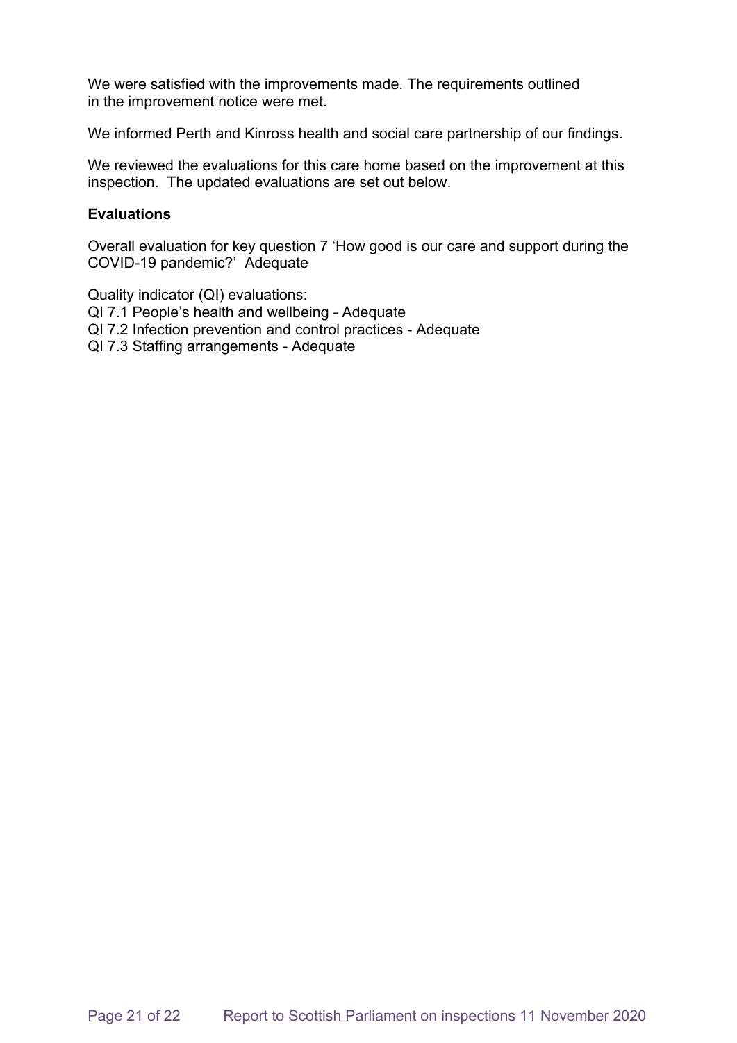We were satisfied with the improvements made. The requirements outlined in the improvement notice were met.

We informed Perth and Kinross health and social care partnership of our findings.

We reviewed the evaluations for this care home based on the improvement at this inspection. The updated evaluations are set out below.

**Evaluations**

Overall evaluation for key question 7 'How good is our care and support during the COVID-19 pandemic?' Adequate

Quality indicator (QI) evaluations:
QI 7.1 People's health and wellbeing - Adequate
QI 7.2 Infection prevention and control practices - Adequate
QI 7.3 Staffing arrangements - Adequate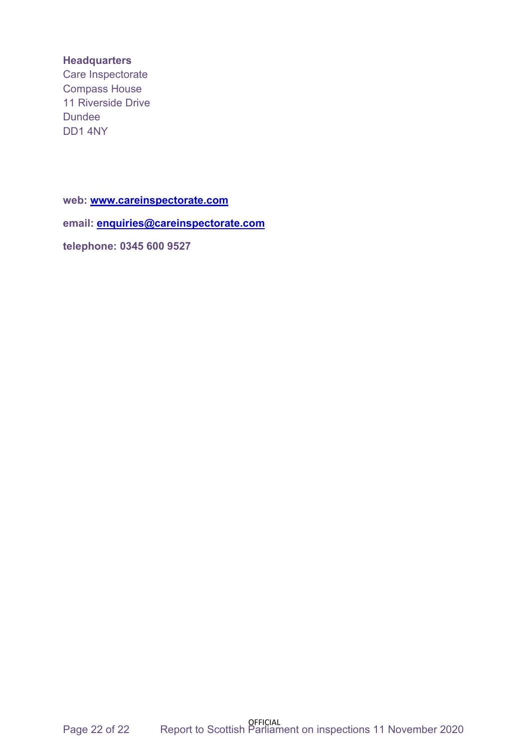**Headquarters**
Care Inspectorate
Compass House
11 Riverside Drive
Dundee
DD1 4NY

**web: [www.careinspectorate.com](http://www.careinspectorate.com)**

**email: [enquiries@careinspectorate.com](mailto:enquiries@careinspectorate.com)**

**telephone: 0345 600 9527**